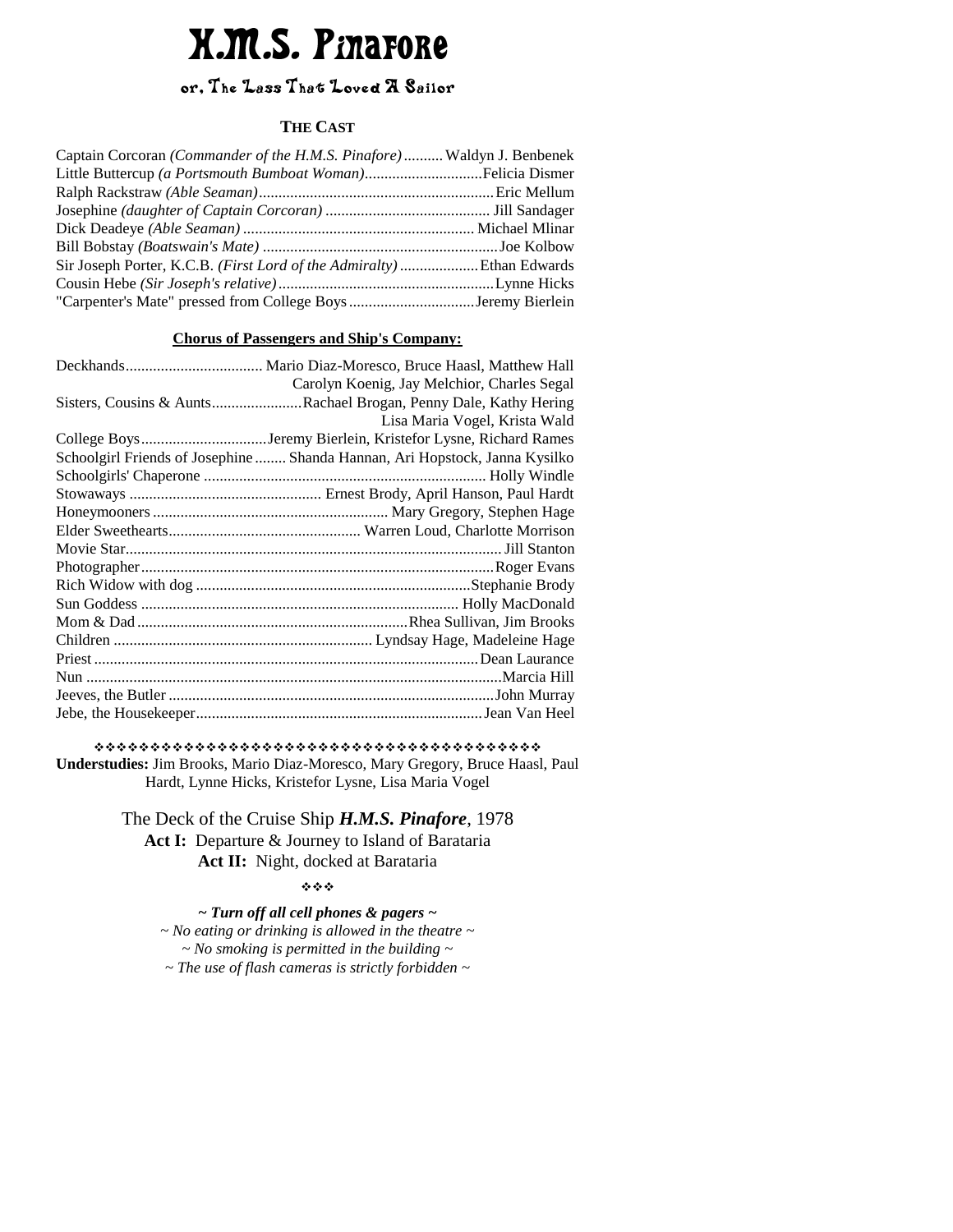# H.M.S. Pinafore

## or, The Lass That Loved A Sailor

### THE CAST

Captain Corcoran *(Commander of the H.M.S. Pinafore)*.......... Waldyn J. Benbenek
Little Buttercup *(a Portsmouth Bumboat Woman)*.............................Felicia Dismer
Ralph Rackstraw *(Able Seaman)*............................................................Eric Mellum
Josephine *(daughter of Captain Corcoran)* .......................................... Jill Sandager
Dick Deadeye *(Able Seaman)* .......................................................... Michael Mlinar
Bill Bobstay *(Boatswain's Mate)* ...........................................................Joe Kolbow
Sir Joseph Porter, K.C.B. *(First Lord of the Admiralty)* ....................Ethan Edwards
Cousin Hebe *(Sir Joseph's relative)*......................................................Lynne Hicks
"Carpenter's Mate" pressed from College Boys................................Jeremy Bierlein

### Chorus of Passengers and Ship's Company:

Deckhands................................... Mario Diaz-Moresco, Bruce Haasl, Matthew Hall
Carolyn Koenig, Jay Melchior, Charles Segal
Sisters, Cousins & Aunts.......................Rachael Brogan, Penny Dale, Kathy Hering
Lisa Maria Vogel, Krista Wald
College Boys................................Jeremy Bierlein, Kristefor Lysne, Richard Rames
Schoolgirl Friends of Josephine........ Shanda Hannan, Ari Hopstock, Janna Kysilko
Schoolgirls' Chaperone ....................................................................... Holly Windle
Stowaways ................................................ Ernest Brody, April Hanson, Paul Hardt
Honeymooners ........................................................... Mary Gregory, Stephen Hage
Elder Sweethearts................................................ Warren Loud, Charlotte Morrison
Movie Star...............................................................................................Jill Stanton
Photographer.........................................................................................Roger Evans
Rich Widow with dog .....................................................................Stephanie Brody
Sun Goddess ................................................................................ Holly MacDonald
Mom & Dad ....................................................................Rhea Sullivan, Jim Brooks
Children ................................................................. Lyndsay Hage, Madeleine Hage
Priest .................................................................................................Dean Laurance
Nun .........................................................................................................Marcia Hill
Jeeves, the Butler ..................................................................................John Murray
Jebe, the Housekeeper........................................................................Jean Van Heel

❖❖❖❖❖❖❖❖❖❖❖❖❖❖❖❖❖❖❖❖❖❖❖❖❖❖❖❖❖❖❖❖❖❖❖❖❖❖❖❖

**Understudies:** Jim Brooks, Mario Diaz-Moresco, Mary Gregory, Bruce Haasl, Paul Hardt, Lynne Hicks, Kristefor Lysne, Lisa Maria Vogel

The Deck of the Cruise Ship ***H.M.S. Pinafore***, 1978

**Act I:** Departure & Journey to Island of Barataria

**Act II:** Night, docked at Barataria

❖❖❖

***~ Turn off all cell phones & pagers ~***

*~ No eating or drinking is allowed in the theatre ~*

*~ No smoking is permitted in the building ~*

*~ The use of flash cameras is strictly forbidden ~*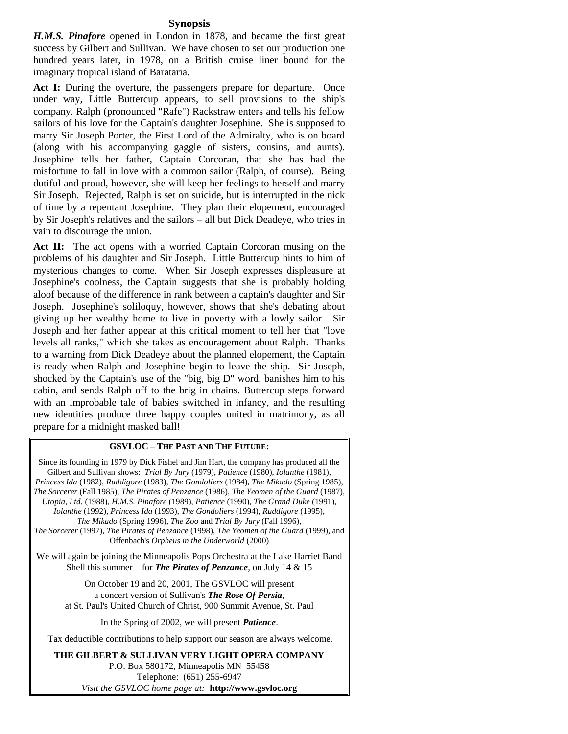## Synopsis

***H.M.S. Pinafore*** opened in London in 1878, and became the first great success by Gilbert and Sullivan. We have chosen to set our production one hundred years later, in 1978, on a British cruise liner bound for the imaginary tropical island of Barataria.

**Act I:** During the overture, the passengers prepare for departure. Once under way, Little Buttercup appears, to sell provisions to the ship's company. Ralph (pronounced "Rafe") Rackstraw enters and tells his fellow sailors of his love for the Captain's daughter Josephine. She is supposed to marry Sir Joseph Porter, the First Lord of the Admiralty, who is on board (along with his accompanying gaggle of sisters, cousins, and aunts). Josephine tells her father, Captain Corcoran, that she has had the misfortune to fall in love with a common sailor (Ralph, of course). Being dutiful and proud, however, she will keep her feelings to herself and marry Sir Joseph. Rejected, Ralph is set on suicide, but is interrupted in the nick of time by a repentant Josephine. They plan their elopement, encouraged by Sir Joseph's relatives and the sailors – all but Dick Deadeye, who tries in vain to discourage the union.

**Act II:** The act opens with a worried Captain Corcoran musing on the problems of his daughter and Sir Joseph. Little Buttercup hints to him of mysterious changes to come. When Sir Joseph expresses displeasure at Josephine's coolness, the Captain suggests that she is probably holding aloof because of the difference in rank between a captain's daughter and Sir Joseph. Josephine's soliloquy, however, shows that she's debating about giving up her wealthy home to live in poverty with a lowly sailor. Sir Joseph and her father appear at this critical moment to tell her that "love levels all ranks," which she takes as encouragement about Ralph. Thanks to a warning from Dick Deadeye about the planned elopement, the Captain is ready when Ralph and Josephine begin to leave the ship. Sir Joseph, shocked by the Captain's use of the "big, big D" word, banishes him to his cabin, and sends Ralph off to the brig in chains. Buttercup steps forward with an improbable tale of babies switched in infancy, and the resulting new identities produce three happy couples united in matrimony, as all prepare for a midnight masked ball!

---

**GSVLOC – THE PAST AND THE FUTURE:**

Since its founding in 1979 by Dick Fishel and Jim Hart, the company has produced all the Gilbert and Sullivan shows: *Trial By Jury* (1979), *Patience* (1980), *Iolanthe* (1981), *Princess Ida* (1982), *Ruddigore* (1983), *The Gondoliers* (1984), *The Mikado* (Spring 1985), *The Sorcerer* (Fall 1985), *The Pirates of Penzance* (1986), *The Yeomen of the Guard* (1987), *Utopia, Ltd.* (1988), *H.M.S. Pinafore* (1989), *Patience* (1990), *The Grand Duke* (1991), *Iolanthe* (1992), *Princess Ida* (1993), *The Gondoliers* (1994), *Ruddigore* (1995), *The Mikado* (Spring 1996), *The Zoo* and *Trial By Jury* (Fall 1996), *The Sorcerer* (1997), *The Pirates of Penzance* (1998), *The Yeomen of the Guard* (1999), and Offenbach's *Orpheus in the Underworld* (2000)

We will again be joining the Minneapolis Pops Orchestra at the Lake Harriet Band Shell this summer – for ***The Pirates of Penzance***, on July 14 & 15

On October 19 and 20, 2001, The GSVLOC will present a concert version of Sullivan's ***The Rose Of Persia***, at St. Paul's United Church of Christ, 900 Summit Avenue, St. Paul

In the Spring of 2002, we will present ***Patience***.

Tax deductible contributions to help support our season are always welcome.

**THE GILBERT & SULLIVAN VERY LIGHT OPERA COMPANY**
P.O. Box 580172, Minneapolis MN 55458
Telephone: (651) 255-6947
*Visit the GSVLOC home page at:* **http://www.gsvloc.org**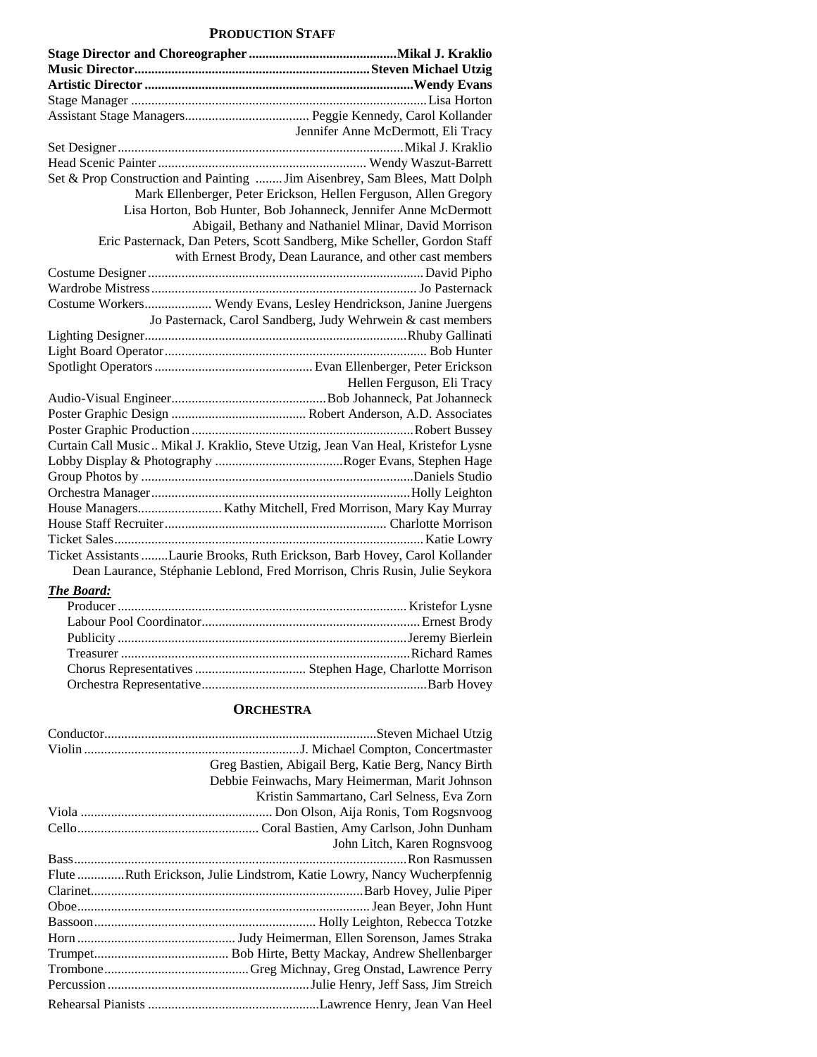## PRODUCTION STAFF

**Stage Director and Choreographer** ........................................... **Mikal J. Kraklio**
**Music Director** ..................................................................... **Steven Michael Utzig**
**Artistic Director** ................................................................................ **Wendy Evans**
Stage Manager ...................................................................................... Lisa Horton
Assistant Stage Managers..................................... Peggie Kennedy, Carol Kollander
Jennifer Anne McDermott, Eli Tracy
Set Designer ................................................................................... Mikal J. Kraklio
Head Scenic Painter ............................................................. Wendy Waszut-Barrett
Set & Prop Construction and Painting ........Jim Aisenbrey, Sam Blees, Matt Dolph
Mark Ellenberger, Peter Erickson, Hellen Ferguson, Allen Gregory
Lisa Horton, Bob Hunter, Bob Johanneck, Jennifer Anne McDermott
Abigail, Bethany and Nathaniel Mlinar, David Morrison
Eric Pasternack, Dan Peters, Scott Sandberg, Mike Scheller, Gordon Staff
with Ernest Brody, Dean Laurance, and other cast members
Costume Designer ................................................................................. David Pipho
Wardrobe Mistress.............................................................................. Jo Pasternack
Costume Workers.................... Wendy Evans, Lesley Hendrickson, Janine Juergens
Jo Pasternack, Carol Sandberg, Judy Wehrwein & cast members
Lighting Designer.............................................................................Rhuby Gallinati
Light Board Operator............................................................................ Bob Hunter
Spotlight Operators .............................................. Evan Ellenberger, Peter Erickson
Hellen Ferguson, Eli Tracy
Audio-Visual Engineer.............................................Bob Johanneck, Pat Johanneck
Poster Graphic Design ........................................ Robert Anderson, A.D. Associates
Poster Graphic Production .................................................................Robert Bussey
Curtain Call Music .. Mikal J. Kraklio, Steve Utzig, Jean Van Heal, Kristefor Lysne
Lobby Display & Photography ......................................Roger Evans, Stephen Hage
Group Photos by ................................................................................Daniels Studio
Orchestra Manager............................................................................Holly Leighton
House Managers......................... Kathy Mitchell, Fred Morrison, Mary Kay Murray
House Staff Recruiter................................................................. Charlotte Morrison
Ticket Sales........................................................................................... Katie Lowry
Ticket Assistants ........Laurie Brooks, Ruth Erickson, Barb Hovey, Carol Kollander
Dean Laurance, Stéphanie Leblond, Fred Morrison, Chris Rusin, Julie Seykora

***The Board:***

Producer ..................................................................................... Kristefor Lysne
Labour Pool Coordinator................................................................ Ernest Brody
Publicity .....................................................................................Jeremy Bierlein
Treasurer .....................................................................................Richard Rames
Chorus Representatives ................................. Stephen Hage, Charlotte Morrison
Orchestra Representative..................................................................Barb Hovey

## ORCHESTRA

Conductor................................................................................Steven Michael Utzig
Violin ...............................................................J. Michael Compton, Concertmaster
Greg Bastien, Abigail Berg, Katie Berg, Nancy Birth
Debbie Feinwachs, Mary Heimerman, Marit Johnson
Kristin Sammartano, Carl Selness, Eva Zorn
Viola ......................................................... Don Olson, Aija Ronis, Tom Rogsnvoog
Cello...................................................... Coral Bastien, Amy Carlson, John Dunham
John Litch, Karen Rognsvoog
Bass.................................................................................................Ron Rasmussen
Flute .............Ruth Erickson, Julie Lindstrom, Katie Lowry, Nancy Wucherpfennig
Clarinet................................................................................Barb Hovey, Julie Piper
Oboe..................................................................................... Jean Beyer, John Hunt
Bassoon................................................................. Holly Leighton, Rebecca Totzke
Horn .............................................. Judy Heimerman, Ellen Sorenson, James Straka
Trumpet........................................ Bob Hirte, Betty Mackay, Andrew Shellenbarger
Trombone..........................................Greg Michnay, Greg Onstad, Lawrence Perry
Percussion ...........................................................Julie Henry, Jeff Sass, Jim Streich

Rehearsal Pianists ..................................................Lawrence Henry, Jean Van Heel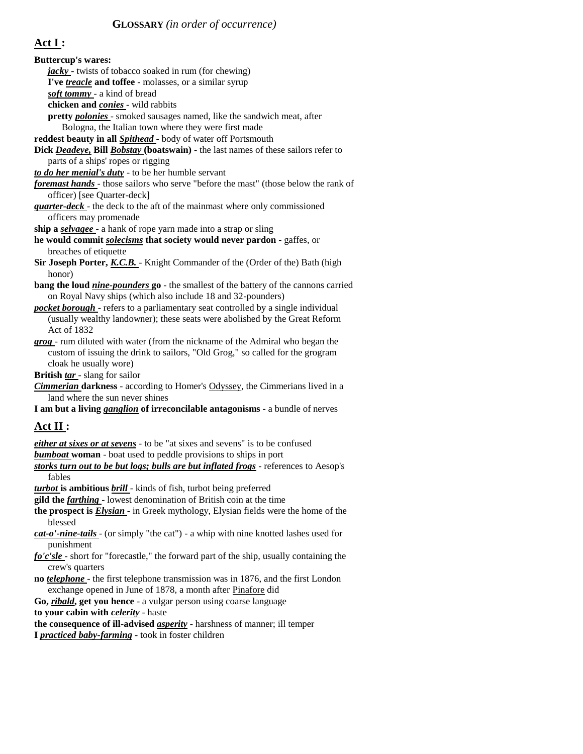**GLOSSARY** *(in order of occurrence)*

## Act I :

**Buttercup's wares:**

- ***jacky*** - twists of tobacco soaked in rum (for chewing)
- **I've *treacle* and toffee** - molasses, or a similar syrup
- ***soft tommy*** - a kind of bread
- **chicken and *conies*** - wild rabbits
- **pretty *polonies*** - smoked sausages named, like the sandwich meat, after Bologna, the Italian town where they were first made

**reddest beauty in all *Spithead*** - body of water off Portsmouth

**Dick *Deadeye,* Bill *Bobstay* (boatswain)** - the last names of these sailors refer to parts of a ships' ropes or rigging

***to do her menial's duty*** - to be her humble servant

***foremast hands*** - those sailors who serve "before the mast" (those below the rank of officer) [see Quarter-deck]

***quarter-deck*** - the deck to the aft of the mainmast where only commissioned officers may promenade

**ship a *selvagee*** - a hank of rope yarn made into a strap or sling

**he would commit *solecisms* that society would never pardon** - gaffes, or breaches of etiquette

**Sir Joseph Porter, *K.C.B.*** - Knight Commander of the (Order of the) Bath (high honor)

**bang the loud *nine-pounders* go** - the smallest of the battery of the cannons carried on Royal Navy ships (which also include 18 and 32-pounders)

***pocket borough*** - refers to a parliamentary seat controlled by a single individual (usually wealthy landowner); these seats were abolished by the Great Reform Act of 1832

***grog*** - rum diluted with water (from the nickname of the Admiral who began the custom of issuing the drink to sailors, "Old Grog," so called for the grogram cloak he usually wore)

**British *tar*** - slang for sailor

***Cimmerian* darkness** - according to Homer's Odyssey, the Cimmerians lived in a land where the sun never shines

**I am but a living *ganglion* of irreconcilable antagonisms** - a bundle of nerves

## Act II :

***either at sixes or at sevens*** - to be "at sixes and sevens" is to be confused

***bumboat* woman** - boat used to peddle provisions to ships in port

***storks turn out to be but logs; bulls are but inflated frogs*** - references to Aesop's fables

***turbot* is ambitious *brill*** - kinds of fish, turbot being preferred

**gild the *farthing*** - lowest denomination of British coin at the time

**the prospect is *Elysian*** - in Greek mythology, Elysian fields were the home of the blessed

***cat-o'-nine-tails*** - (or simply "the cat") - a whip with nine knotted lashes used for punishment

***fo'c'sle*** - short for "forecastle," the forward part of the ship, usually containing the crew's quarters

**no *telephone*** - the first telephone transmission was in 1876, and the first London exchange opened in June of 1878, a month after Pinafore did

**Go, *ribald*, get you hence** - a vulgar person using coarse language

**to your cabin with *celerity*** - haste

**the consequence of ill-advised *asperity*** - harshness of manner; ill temper

**I *practiced baby-farming*** - took in foster children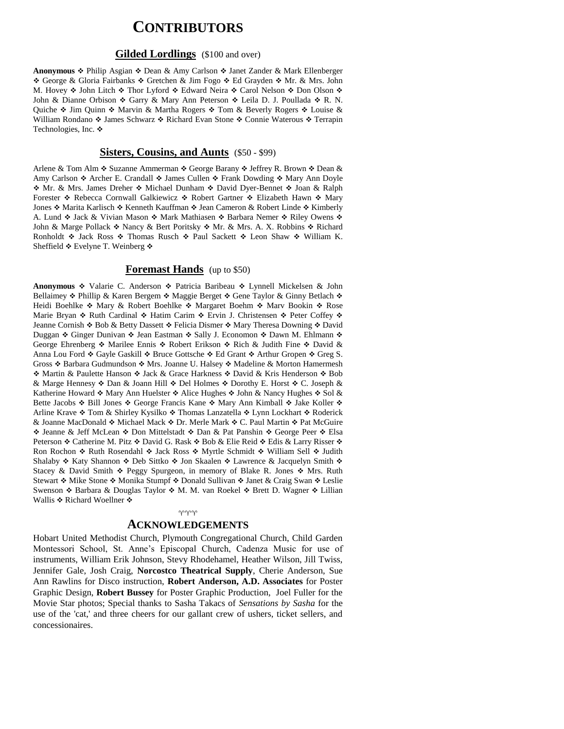# CONTRIBUTORS

## Gilded Lordlings (\$100 and over)

**Anonymous** ❖ Philip Asgian ❖ Dean & Amy Carlson ❖ Janet Zander & Mark Ellenberger ❖ George & Gloria Fairbanks ❖ Gretchen & Jim Fogo ❖ Ed Grayden ❖ Mr. & Mrs. John M. Hovey ❖ John Litch ❖ Thor Lyford ❖ Edward Neira ❖ Carol Nelson ❖ Don Olson ❖ John & Dianne Orbison ❖ Garry & Mary Ann Peterson ❖ Leila D. J. Poullada ❖ R. N. Quiche ❖ Jim Quinn ❖ Marvin & Martha Rogers ❖ Tom & Beverly Rogers ❖ Louise & William Rondano ❖ James Schwarz ❖ Richard Evan Stone ❖ Connie Waterous ❖ Terrapin Technologies, Inc. ❖

## Sisters, Cousins, and Aunts (\$50 - \$99)

Arlene & Tom Alm ❖ Suzanne Ammerman ❖ George Barany ❖ Jeffrey R. Brown ❖ Dean & Amy Carlson ❖ Archer E. Crandall ❖ James Cullen ❖ Frank Dowding ❖ Mary Ann Doyle ❖ Mr. & Mrs. James Dreher ❖ Michael Dunham ❖ David Dyer-Bennet ❖ Joan & Ralph Forester ❖ Rebecca Cornwall Galkiewicz ❖ Robert Gartner ❖ Elizabeth Hawn ❖ Mary Jones ❖ Marita Karlisch ❖ Kenneth Kauffman ❖ Jean Cameron & Robert Linde ❖ Kimberly A. Lund ❖ Jack & Vivian Mason ❖ Mark Mathiasen ❖ Barbara Nemer ❖ Riley Owens ❖ John & Marge Pollack ❖ Nancy & Bert Poritsky ❖ Mr. & Mrs. A. X. Robbins ❖ Richard Ronholdt ❖ Jack Ross ❖ Thomas Rusch ❖ Paul Sackett ❖ Leon Shaw ❖ William K. Sheffield ❖ Evelyne T. Weinberg ❖

## Foremast Hands (up to \$50)

**Anonymous** ❖ Valarie C. Anderson ❖ Patricia Baribeau ❖ Lynnell Mickelsen & John Bellaimey ❖ Phillip & Karen Bergem ❖ Maggie Berget ❖ Gene Taylor & Ginny Betlach ❖ Heidi Boehlke ❖ Mary & Robert Boehlke ❖ Margaret Boehm ❖ Marv Bookin ❖ Rose Marie Bryan ❖ Ruth Cardinal ❖ Hatim Carim ❖ Ervin J. Christensen ❖ Peter Coffey ❖ Jeanne Cornish ❖ Bob & Betty Dassett ❖ Felicia Dismer ❖ Mary Theresa Downing ❖ David Duggan ❖ Ginger Dunivan ❖ Jean Eastman ❖ Sally J. Economon ❖ Dawn M. Ehlmann ❖ George Ehrenberg ❖ Marilee Ennis ❖ Robert Erikson ❖ Rich & Judith Fine ❖ David & Anna Lou Ford ❖ Gayle Gaskill ❖ Bruce Gottsche ❖ Ed Grant ❖ Arthur Gropen ❖ Greg S. Gross ❖ Barbara Gudmundson ❖ Mrs. Joanne U. Halsey ❖ Madeline & Morton Hamermesh ❖ Martin & Paulette Hanson ❖ Jack & Grace Harkness ❖ David & Kris Henderson ❖ Bob & Marge Hennesy ❖ Dan & Joann Hill ❖ Del Holmes ❖ Dorothy E. Horst ❖ C. Joseph & Katherine Howard ❖ Mary Ann Huelster ❖ Alice Hughes ❖ John & Nancy Hughes ❖ Sol & Bette Jacobs ❖ Bill Jones ❖ George Francis Kane ❖ Mary Ann Kimball ❖ Jake Koller ❖ Arline Krave ❖ Tom & Shirley Kysilko ❖ Thomas Lanzatella ❖ Lynn Lockhart ❖ Roderick & Joanne MacDonald ❖ Michael Mack ❖ Dr. Merle Mark ❖ C. Paul Martin ❖ Pat McGuire ❖ Jeanne & Jeff McLean ❖ Don Mittelstadt ❖ Dan & Pat Panshin ❖ George Peer ❖ Elsa Peterson ❖ Catherine M. Pitz ❖ David G. Rask ❖ Bob & Elie Reid ❖ Edis & Larry Risser ❖ Ron Rochon ❖ Ruth Rosendahl ❖ Jack Ross ❖ Myrtle Schmidt ❖ William Sell ❖ Judith Shalaby ❖ Katy Shannon ❖ Deb Sittko ❖ Jon Skaalen ❖ Lawrence & Jacquelyn Smith ❖ Stacey & David Smith ❖ Peggy Spurgeon, in memory of Blake R. Jones ❖ Mrs. Ruth Stewart ❖ Mike Stone ❖ Monika Stumpf ❖ Donald Sullivan ❖ Janet & Craig Swan ❖ Leslie Swenson ❖ Barbara & Douglas Taylor ❖ M. M. van Roekel ❖ Brett D. Wagner ❖ Lillian Wallis ❖ Richard Woellner ❖

♈♈♈

# ACKNOWLEDGEMENTS

Hobart United Methodist Church, Plymouth Congregational Church, Child Garden Montessori School, St. Anne's Episcopal Church, Cadenza Music for use of instruments, William Erik Johnson, Stevy Rhodehamel, Heather Wilson, Jill Twiss, Jennifer Gale, Josh Craig, **Norcostco Theatrical Supply**, Cherie Anderson, Sue Ann Rawlins for Disco instruction, **Robert Anderson, A.D. Associates** for Poster Graphic Design, **Robert Bussey** for Poster Graphic Production, Joel Fuller for the Movie Star photos; Special thanks to Sasha Takacs of *Sensations by Sasha* for the use of the 'cat,' and three cheers for our gallant crew of ushers, ticket sellers, and concessionaires.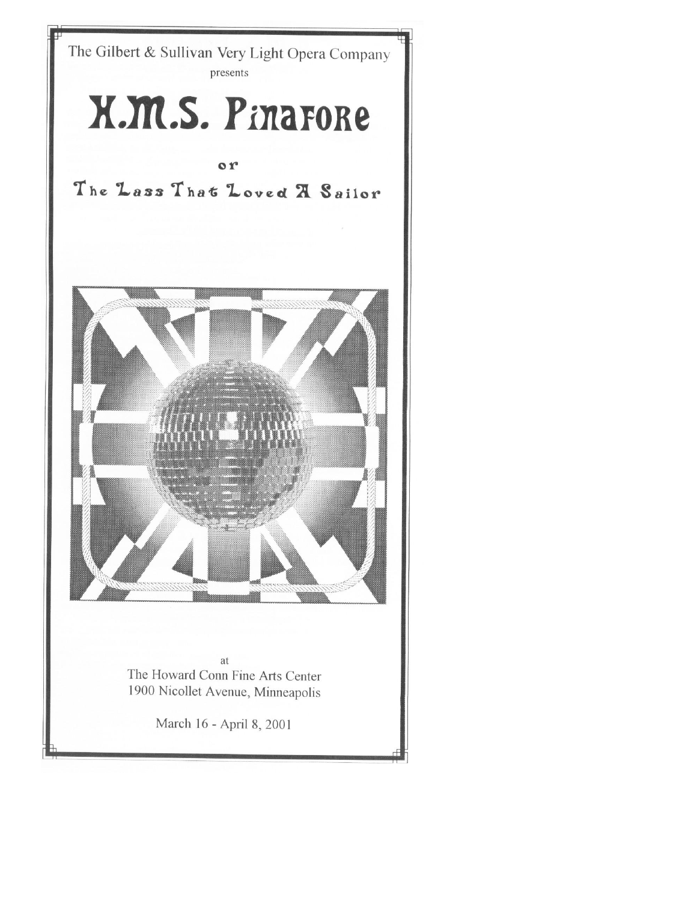The Gilbert & Sullivan Very Light Opera Company

presents

# H.M.S. Pinafore

or

## The Lass That Loved A Sailor

at

The Howard Conn Fine Arts Center
1900 Nicollet Avenue, Minneapolis

March 16 - April 8, 2001